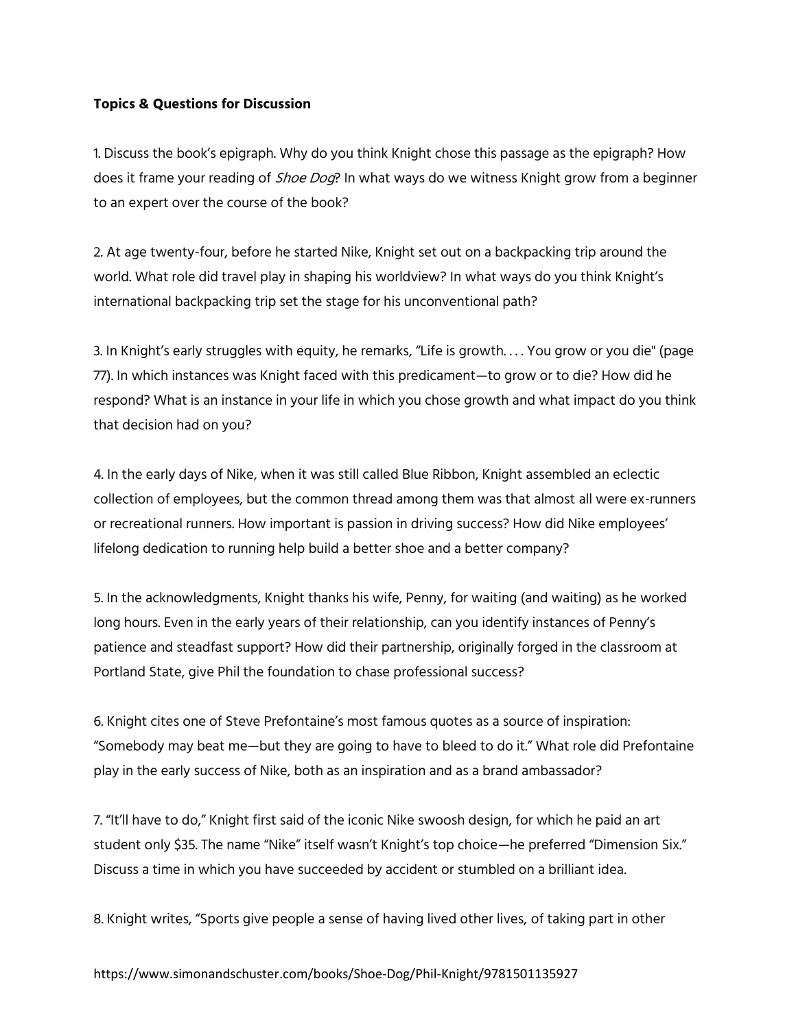**Topics & Questions for Discussion**

1. Discuss the book's epigraph. Why do you think Knight chose this passage as the epigraph? How does it frame your reading of *Shoe Dog*? In what ways do we witness Knight grow from a beginner to an expert over the course of the book?

2. At age twenty-four, before he started Nike, Knight set out on a backpacking trip around the world. What role did travel play in shaping his worldview? In what ways do you think Knight's international backpacking trip set the stage for his unconventional path?

3. In Knight's early struggles with equity, he remarks, "Life is growth. . . . You grow or you die" (page 77). In which instances was Knight faced with this predicament—to grow or to die? How did he respond? What is an instance in your life in which you chose growth and what impact do you think that decision had on you?

4. In the early days of Nike, when it was still called Blue Ribbon, Knight assembled an eclectic collection of employees, but the common thread among them was that almost all were ex-runners or recreational runners. How important is passion in driving success? How did Nike employees' lifelong dedication to running help build a better shoe and a better company?

5. In the acknowledgments, Knight thanks his wife, Penny, for waiting (and waiting) as he worked long hours. Even in the early years of their relationship, can you identify instances of Penny's patience and steadfast support? How did their partnership, originally forged in the classroom at Portland State, give Phil the foundation to chase professional success?

6. Knight cites one of Steve Prefontaine's most famous quotes as a source of inspiration: "Somebody may beat me—but they are going to have to bleed to do it." What role did Prefontaine play in the early success of Nike, both as an inspiration and as a brand ambassador?

7. "It'll have to do," Knight first said of the iconic Nike swoosh design, for which he paid an art student only $35. The name "Nike" itself wasn't Knight's top choice—he preferred "Dimension Six." Discuss a time in which you have succeeded by accident or stumbled on a brilliant idea.

8. Knight writes, "Sports give people a sense of having lived other lives, of taking part in other

https://www.simonandschuster.com/books/Shoe-Dog/Phil-Knight/9781501135927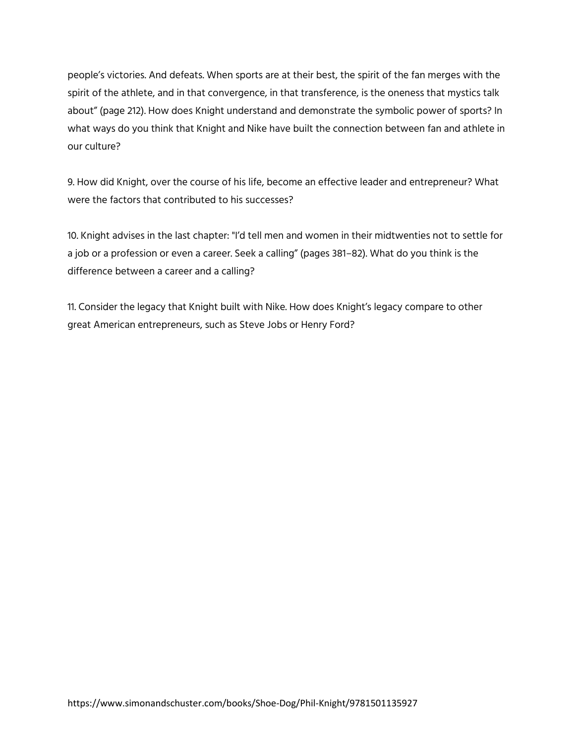people's victories. And defeats. When sports are at their best, the spirit of the fan merges with the spirit of the athlete, and in that convergence, in that transference, is the oneness that mystics talk about" (page 212). How does Knight understand and demonstrate the symbolic power of sports? In what ways do you think that Knight and Nike have built the connection between fan and athlete in our culture?

9. How did Knight, over the course of his life, become an effective leader and entrepreneur? What were the factors that contributed to his successes?

10. Knight advises in the last chapter: "I'd tell men and women in their midtwenties not to settle for a job or a profession or even a career. Seek a calling" (pages 381–82). What do you think is the difference between a career and a calling?

11. Consider the legacy that Knight built with Nike. How does Knight's legacy compare to other great American entrepreneurs, such as Steve Jobs or Henry Ford?

https://www.simonandschuster.com/books/Shoe-Dog/Phil-Knight/9781501135927